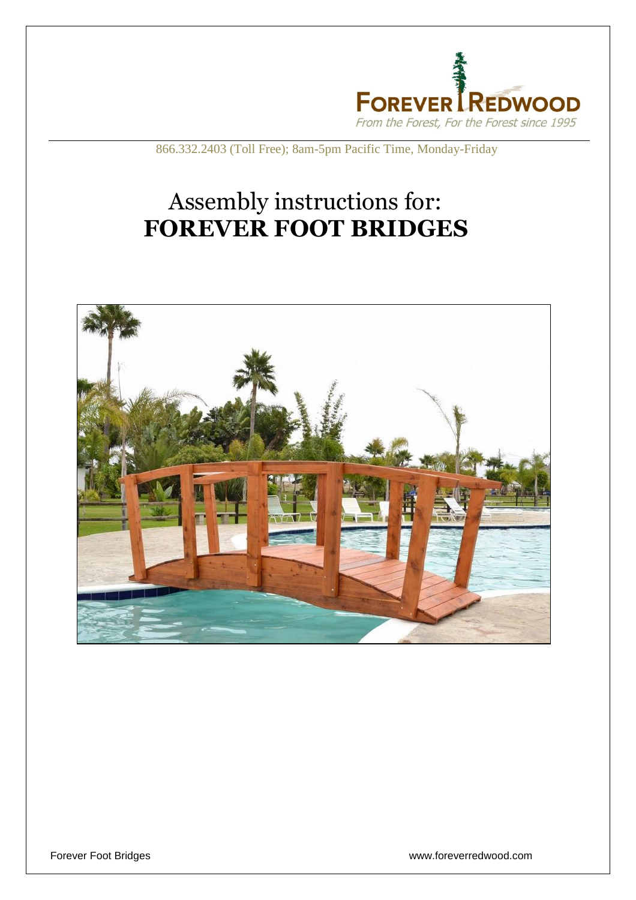FOREVER REDWOOD

*From the Forest, For the Forest since 1995*

866.332.2403 (Toll Free); 8am-5pm Pacific Time, Monday-Friday

# Assembly instructions for: **FOREVER FOOT BRIDGES**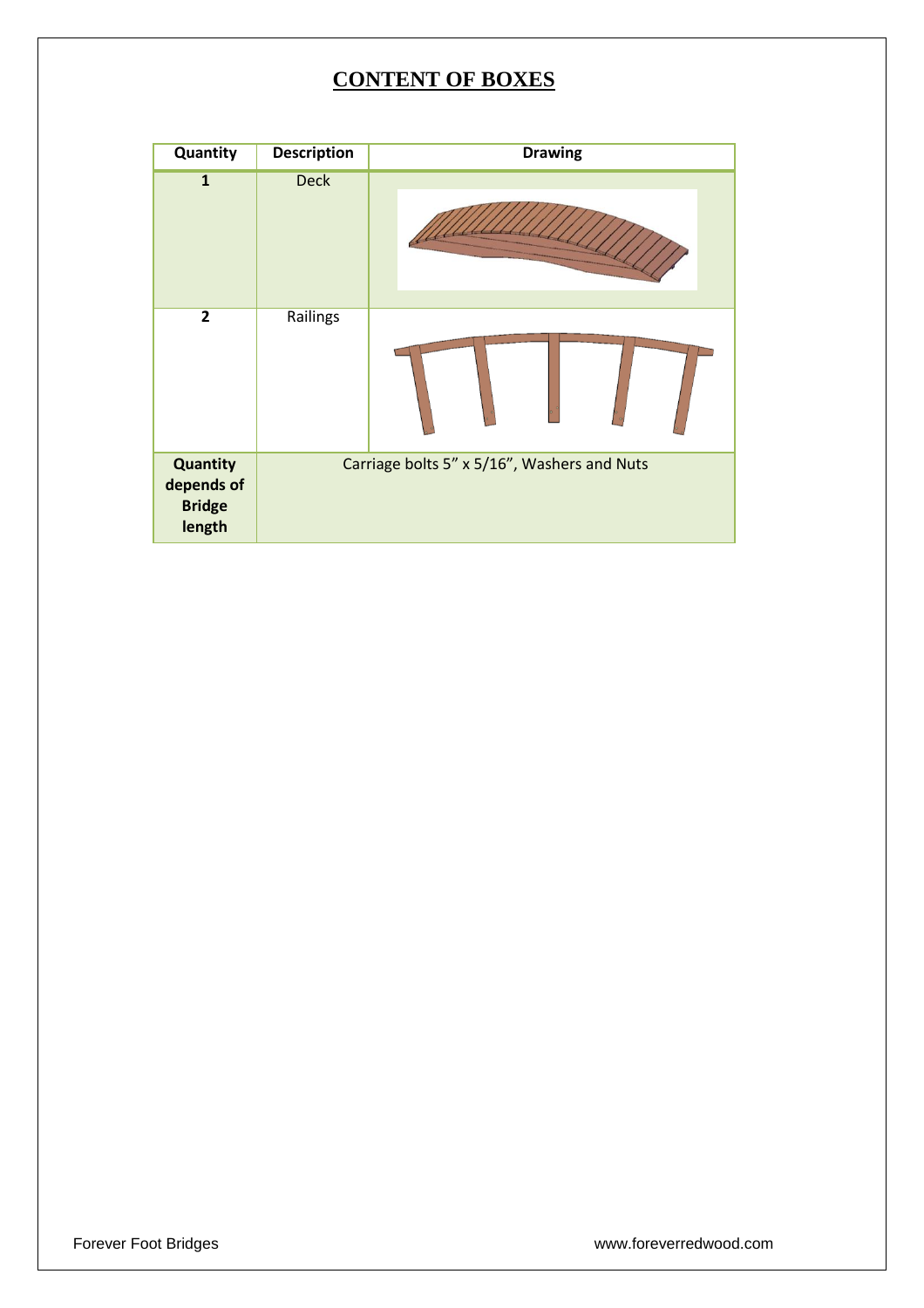# CONTENT OF BOXES

| Quantity | Description | Drawing |
| --- | --- | --- |
| **1** | Deck | |
| **2** | Railings | |
| **Quantity depends of Bridge length** | Carriage bolts 5” x 5/16”, Washers and Nuts | |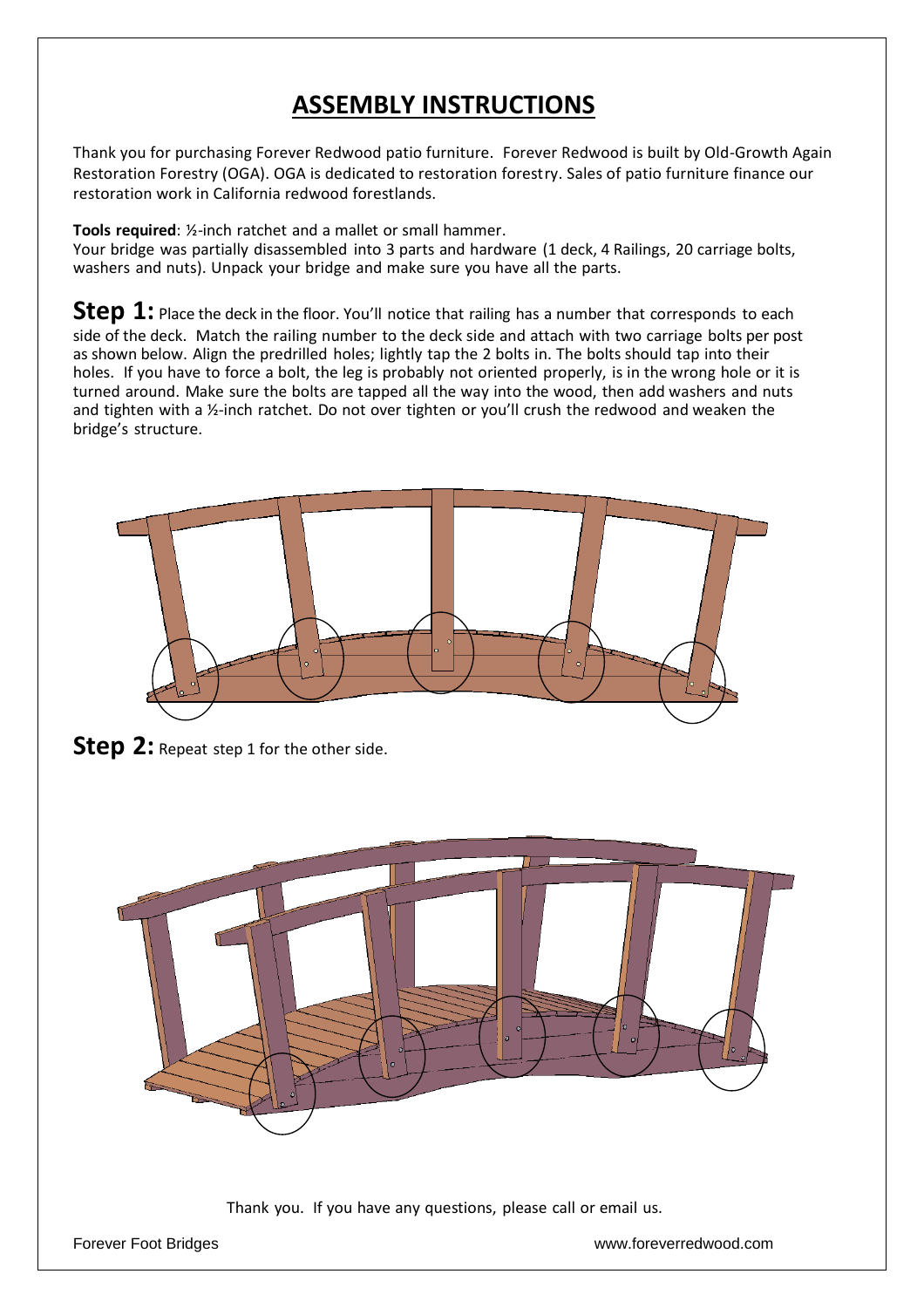# ASSEMBLY INSTRUCTIONS

Thank you for purchasing Forever Redwood patio furniture. Forever Redwood is built by Old-Growth Again Restoration Forestry (OGA). OGA is dedicated to restoration forestry. Sales of patio furniture finance our restoration work in California redwood forestlands.

**Tools required**: ½-inch ratchet and a mallet or small hammer.
Your bridge was partially disassembled into 3 parts and hardware (1 deck, 4 Railings, 20 carriage bolts, washers and nuts). Unpack your bridge and make sure you have all the parts.

**Step 1:** Place the deck in the floor. You'll notice that railing has a number that corresponds to each side of the deck. Match the railing number to the deck side and attach with two carriage bolts per post as shown below. Align the predrilled holes; lightly tap the 2 bolts in. The bolts should tap into their holes. If you have to force a bolt, the leg is probably not oriented properly, is in the wrong hole or it is turned around. Make sure the bolts are tapped all the way into the wood, then add washers and nuts and tighten with a ½-inch ratchet. Do not over tighten or you'll crush the redwood and weaken the bridge's structure.

**Step 2:** Repeat step 1 for the other side.

Thank you. If you have any questions, please call or email us.

Forever Foot Bridges www.foreverredwood.com